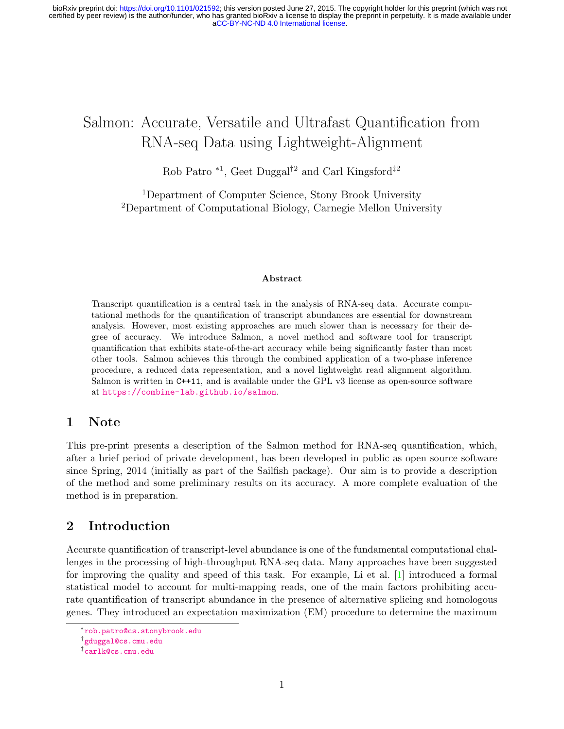# Salmon: Accurate, Versatile and Ultrafast Quantification from RNA-seq Data using Lightweight-Alignment

Rob Patro [*1], Geet Duggal[†2] and Carl Kingsford[‡2]

[1]Department of Computer Science, Stony Brook University
[2]Department of Computational Biology, Carnegie Mellon University

**Abstract**

Transcript quantification is a central task in the analysis of RNA-seq data. Accurate computational methods for the quantification of transcript abundances are essential for downstream analysis. However, most existing approaches are much slower than is necessary for their degree of accuracy. We introduce Salmon, a novel method and software tool for transcript quantification that exhibits state-of-the-art accuracy while being significantly faster than most other tools. Salmon achieves this through the combined application of a two-phase inference procedure, a reduced data representation, and a novel lightweight read alignment algorithm. Salmon is written in `C++11`, and is available under the GPL v3 license as open-source software at https://combine-lab.github.io/salmon.

## 1 Note

This pre-print presents a description of the Salmon method for RNA-seq quantification, which, after a brief period of private development, has been developed in public as open source software since Spring, 2014 (initially as part of the Sailfish package). Our aim is to provide a description of the method and some preliminary results on its accuracy. A more complete evaluation of the method is in preparation.

## 2 Introduction

Accurate quantification of transcript-level abundance is one of the fundamental computational challenges in the processing of high-throughput RNA-seq data. Many approaches have been suggested for improving the quality and speed of this task. For example, Li et al. [1] introduced a formal statistical model to account for multi-mapping reads, one of the main factors prohibiting accurate quantification of transcript abundance in the presence of alternative splicing and homologous genes. They introduced an expectation maximization (EM) procedure to determine the maximum

*rob.patro@cs.stonybrook.edu
†gduggal@cs.cmu.edu
‡carlk@cs.cmu.edu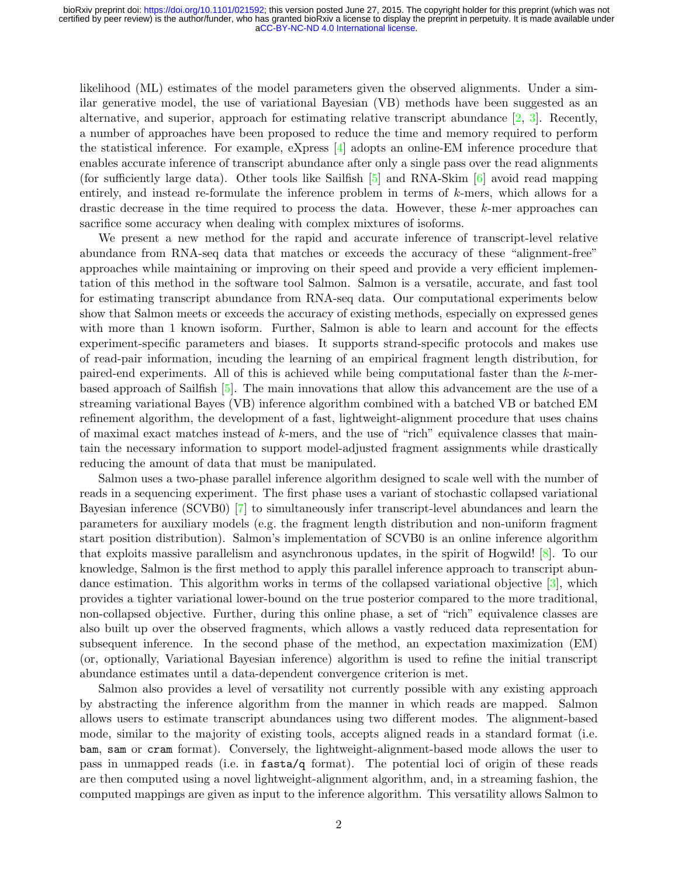likelihood (ML) estimates of the model parameters given the observed alignments. Under a similar generative model, the use of variational Bayesian (VB) methods have been suggested as an alternative, and superior, approach for estimating relative transcript abundance [2, 3]. Recently, a number of approaches have been proposed to reduce the time and memory required to perform the statistical inference. For example, eXpress [4] adopts an online-EM inference procedure that enables accurate inference of transcript abundance after only a single pass over the read alignments (for sufficiently large data). Other tools like Sailfish [5] and RNA-Skim [6] avoid read mapping entirely, and instead re-formulate the inference problem in terms of $k$-mers, which allows for a drastic decrease in the time required to process the data. However, these $k$-mer approaches can sacrifice some accuracy when dealing with complex mixtures of isoforms.

We present a new method for the rapid and accurate inference of transcript-level relative abundance from RNA-seq data that matches or exceeds the accuracy of these "alignment-free" approaches while maintaining or improving on their speed and provide a very efficient implementation of this method in the software tool Salmon. Salmon is a versatile, accurate, and fast tool for estimating transcript abundance from RNA-seq data. Our computational experiments below show that Salmon meets or exceeds the accuracy of existing methods, especially on expressed genes with more than 1 known isoform. Further, Salmon is able to learn and account for the effects experiment-specific parameters and biases. It supports strand-specific protocols and makes use of read-pair information, incuding the learning of an empirical fragment length distribution, for paired-end experiments. All of this is achieved while being computational faster than the $k$-mer-based approach of Sailfish [5]. The main innovations that allow this advancement are the use of a streaming variational Bayes (VB) inference algorithm combined with a batched VB or batched EM refinement algorithm, the development of a fast, lightweight-alignment procedure that uses chains of maximal exact matches instead of $k$-mers, and the use of "rich" equivalence classes that maintain the necessary information to support model-adjusted fragment assignments while drastically reducing the amount of data that must be manipulated.

Salmon uses a two-phase parallel inference algorithm designed to scale well with the number of reads in a sequencing experiment. The first phase uses a variant of stochastic collapsed variational Bayesian inference (SCVB0) [7] to simultaneously infer transcript-level abundances and learn the parameters for auxiliary models (e.g. the fragment length distribution and non-uniform fragment start position distribution). Salmon's implementation of SCVB0 is an online inference algorithm that exploits massive parallelism and asynchronous updates, in the spirit of Hogwild! [8]. To our knowledge, Salmon is the first method to apply this parallel inference approach to transcript abundance estimation. This algorithm works in terms of the collapsed variational objective [3], which provides a tighter variational lower-bound on the true posterior compared to the more traditional, non-collapsed objective. Further, during this online phase, a set of "rich" equivalence classes are also built up over the observed fragments, which allows a vastly reduced data representation for subsequent inference. In the second phase of the method, an expectation maximization (EM) (or, optionally, Variational Bayesian inference) algorithm is used to refine the initial transcript abundance estimates until a data-dependent convergence criterion is met.

Salmon also provides a level of versatility not currently possible with any existing approach by abstracting the inference algorithm from the manner in which reads are mapped. Salmon allows users to estimate transcript abundances using two different modes. The alignment-based mode, similar to the majority of existing tools, accepts aligned reads in a standard format (i.e. `bam`, `sam` or `cram` format). Conversely, the lightweight-alignment-based mode allows the user to pass in unmapped reads (i.e. in `fasta/q` format). The potential loci of origin of these reads are then computed using a novel lightweight-alignment algorithm, and, in a streaming fashion, the computed mappings are given as input to the inference algorithm. This versatility allows Salmon to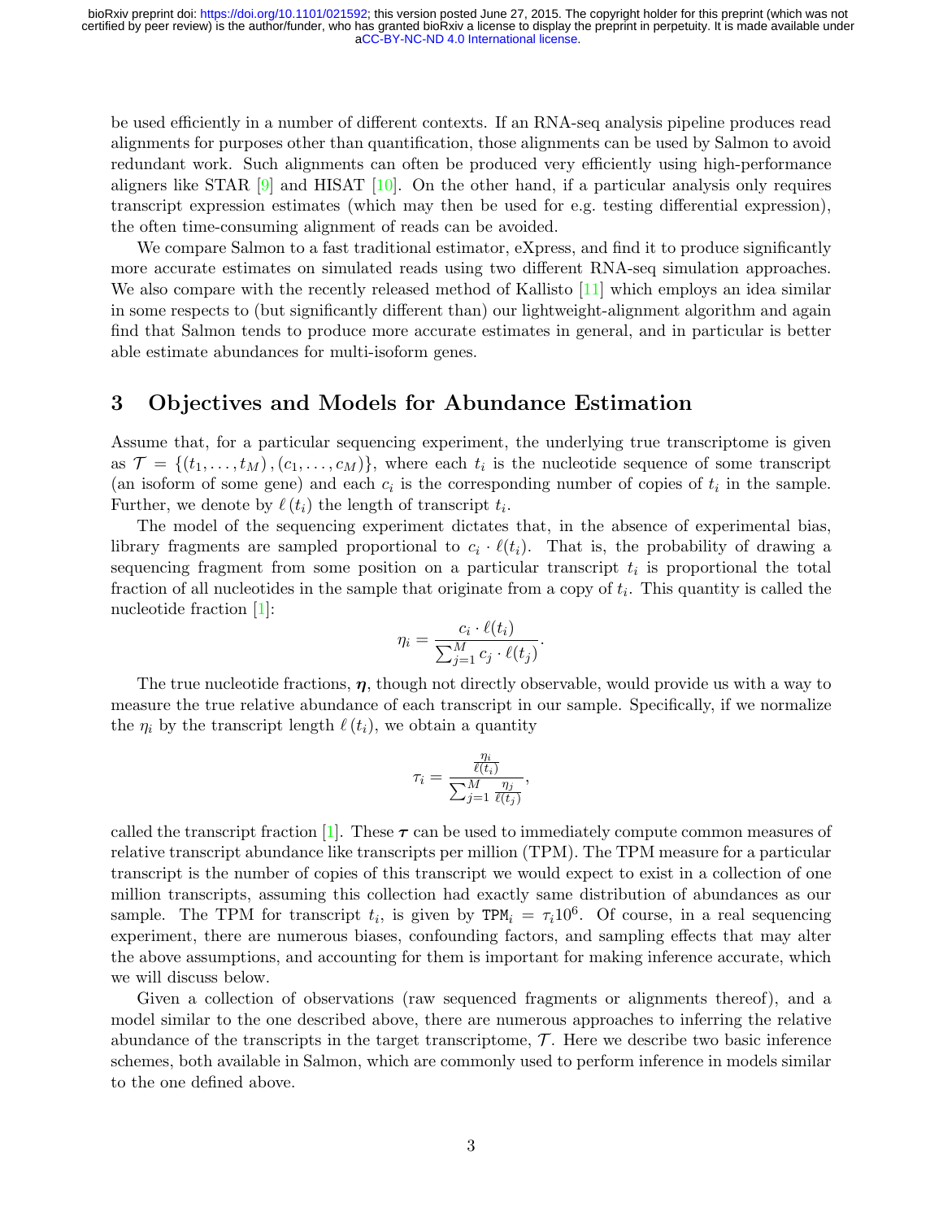be used efficiently in a number of different contexts. If an RNA-seq analysis pipeline produces read alignments for purposes other than quantification, those alignments can be used by Salmon to avoid redundant work. Such alignments can often be produced very efficiently using high-performance aligners like STAR [9] and HISAT [10]. On the other hand, if a particular analysis only requires transcript expression estimates (which may then be used for e.g. testing differential expression), the often time-consuming alignment of reads can be avoided.

We compare Salmon to a fast traditional estimator, eXpress, and find it to produce significantly more accurate estimates on simulated reads using two different RNA-seq simulation approaches. We also compare with the recently released method of Kallisto [11] which employs an idea similar in some respects to (but significantly different than) our lightweight-alignment algorithm and again find that Salmon tends to produce more accurate estimates in general, and in particular is better able estimate abundances for multi-isoform genes.

## 3 Objectives and Models for Abundance Estimation

Assume that, for a particular sequencing experiment, the underlying true transcriptome is given as $\mathcal{T} = \{(t_1, \ldots, t_M), (c_1, \ldots, c_M)\}$, where each $t_i$ is the nucleotide sequence of some transcript (an isoform of some gene) and each $c_i$ is the corresponding number of copies of $t_i$ in the sample. Further, we denote by $\ell(t_i)$ the length of transcript $t_i$.

The model of the sequencing experiment dictates that, in the absence of experimental bias, library fragments are sampled proportional to $c_i \cdot \ell(t_i)$. That is, the probability of drawing a sequencing fragment from some position on a particular transcript $t_i$ is proportional the total fraction of all nucleotides in the sample that originate from a copy of $t_i$. This quantity is called the nucleotide fraction [1]:

$$\eta_i = \frac{c_i \cdot \ell(t_i)}{\sum_{j=1}^{M} c_j \cdot \ell(t_j)}.$$

The true nucleotide fractions, $\boldsymbol{\eta}$, though not directly observable, would provide us with a way to measure the true relative abundance of each transcript in our sample. Specifically, if we normalize the $\eta_i$ by the transcript length $\ell(t_i)$, we obtain a quantity

$$\tau_i = \frac{\frac{\eta_i}{\ell(t_i)}}{\sum_{j=1}^{M} \frac{\eta_j}{\ell(t_j)}},$$

called the transcript fraction [1]. These $\boldsymbol{\tau}$ can be used to immediately compute common measures of relative transcript abundance like transcripts per million (TPM). The TPM measure for a particular transcript is the number of copies of this transcript we would expect to exist in a collection of one million transcripts, assuming this collection had exactly same distribution of abundances as our sample. The TPM for transcript $t_i$, is given by $\texttt{TPM}_i = \tau_i 10^6$. Of course, in a real sequencing experiment, there are numerous biases, confounding factors, and sampling effects that may alter the above assumptions, and accounting for them is important for making inference accurate, which we will discuss below.

Given a collection of observations (raw sequenced fragments or alignments thereof), and a model similar to the one described above, there are numerous approaches to inferring the relative abundance of the transcripts in the target transcriptome, $\mathcal{T}$. Here we describe two basic inference schemes, both available in Salmon, which are commonly used to perform inference in models similar to the one defined above.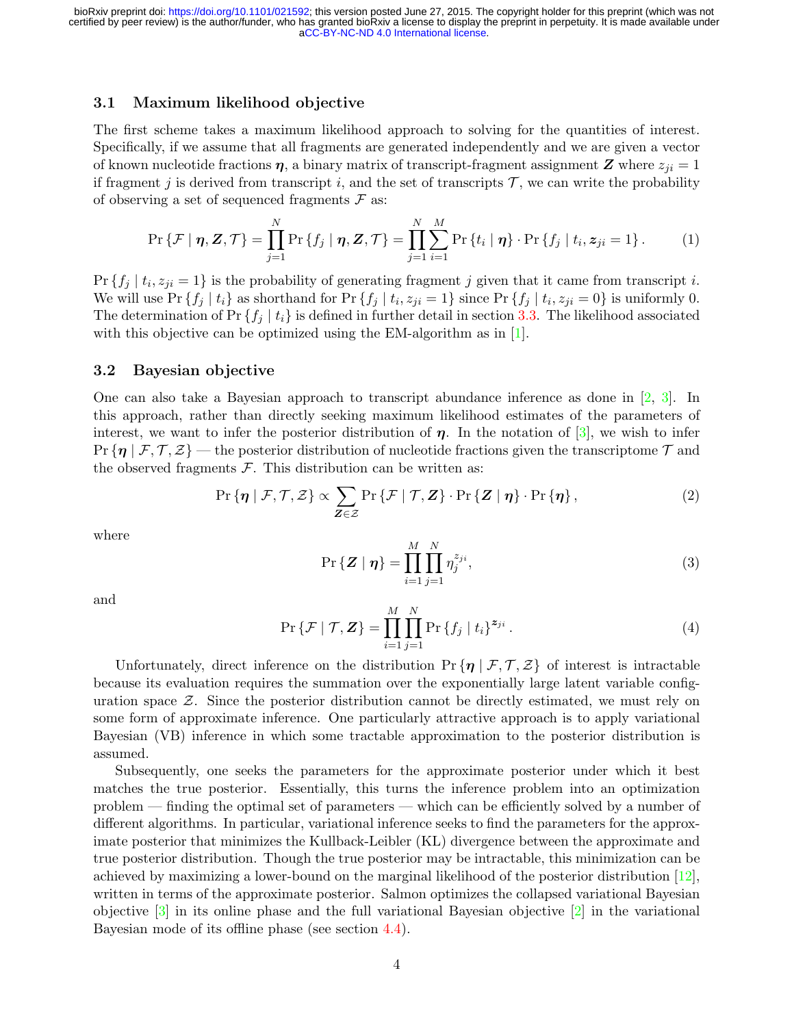### 3.1 Maximum likelihood objective

The first scheme takes a maximum likelihood approach to solving for the quantities of interest. Specifically, if we assume that all fragments are generated independently and we are given a vector of known nucleotide fractions $\boldsymbol{\eta}$, a binary matrix of transcript-fragment assignment $\boldsymbol{Z}$ where $z_{ji} = 1$ if fragment $j$ is derived from transcript $i$, and the set of transcripts $\mathcal{T}$, we can write the probability of observing a set of sequenced fragments $\mathcal{F}$ as:

$$\Pr\{\mathcal{F} \mid \boldsymbol{\eta}, \boldsymbol{Z}, \mathcal{T}\} = \prod_{j=1}^{N} \Pr\{f_j \mid \boldsymbol{\eta}, \boldsymbol{Z}, \mathcal{T}\} = \prod_{j=1}^{N} \sum_{i=1}^{M} \Pr\{t_i \mid \boldsymbol{\eta}\} \cdot \Pr\{f_j \mid t_i, \boldsymbol{z}_{ji} = 1\}. \tag{1}$$

$\Pr\{f_j \mid t_i, z_{ji} = 1\}$ is the probability of generating fragment $j$ given that it came from transcript $i$. We will use $\Pr\{f_j \mid t_i\}$ as shorthand for $\Pr\{f_j \mid t_i, z_{ji} = 1\}$ since $\Pr\{f_j \mid t_i, z_{ji} = 0\}$ is uniformly 0. The determination of $\Pr\{f_j \mid t_i\}$ is defined in further detail in section 3.3. The likelihood associated with this objective can be optimized using the EM-algorithm as in [1].

### 3.2 Bayesian objective

One can also take a Bayesian approach to transcript abundance inference as done in [2, 3]. In this approach, rather than directly seeking maximum likelihood estimates of the parameters of interest, we want to infer the posterior distribution of $\boldsymbol{\eta}$. In the notation of [3], we wish to infer $\Pr\{\boldsymbol{\eta} \mid \mathcal{F}, \mathcal{T}, \mathcal{Z}\}$ — the posterior distribution of nucleotide fractions given the transcriptome $\mathcal{T}$ and the observed fragments $\mathcal{F}$. This distribution can be written as:

$$\Pr\{\boldsymbol{\eta} \mid \mathcal{F}, \mathcal{T}, \mathcal{Z}\} \propto \sum_{\boldsymbol{Z} \in \mathcal{Z}} \Pr\{\mathcal{F} \mid \mathcal{T}, \boldsymbol{Z}\} \cdot \Pr\{\boldsymbol{Z} \mid \boldsymbol{\eta}\} \cdot \Pr\{\boldsymbol{\eta}\}, \tag{2}$$

where

$$\Pr\{\boldsymbol{Z} \mid \boldsymbol{\eta}\} = \prod_{i=1}^{M} \prod_{j=1}^{N} \eta_j^{z_{ji}}, \tag{3}$$

and

$$\Pr\{\mathcal{F} \mid \mathcal{T}, \boldsymbol{Z}\} = \prod_{i=1}^{M} \prod_{j=1}^{N} \Pr\{f_j \mid t_i\}^{\boldsymbol{z}_{ji}}. \tag{4}$$

Unfortunately, direct inference on the distribution $\Pr\{\boldsymbol{\eta} \mid \mathcal{F}, \mathcal{T}, \mathcal{Z}\}$ of interest is intractable because its evaluation requires the summation over the exponentially large latent variable configuration space $\mathcal{Z}$. Since the posterior distribution cannot be directly estimated, we must rely on some form of approximate inference. One particularly attractive approach is to apply variational Bayesian (VB) inference in which some tractable approximation to the posterior distribution is assumed.

Subsequently, one seeks the parameters for the approximate posterior under which it best matches the true posterior. Essentially, this turns the inference problem into an optimization problem — finding the optimal set of parameters — which can be efficiently solved by a number of different algorithms. In particular, variational inference seeks to find the parameters for the approximate posterior that minimizes the Kullback-Leibler (KL) divergence between the approximate and true posterior distribution. Though the true posterior may be intractable, this minimization can be achieved by maximizing a lower-bound on the marginal likelihood of the posterior distribution [12], written in terms of the approximate posterior. Salmon optimizes the collapsed variational Bayesian objective [3] in its online phase and the full variational Bayesian objective [2] in the variational Bayesian mode of its offline phase (see section 4.4).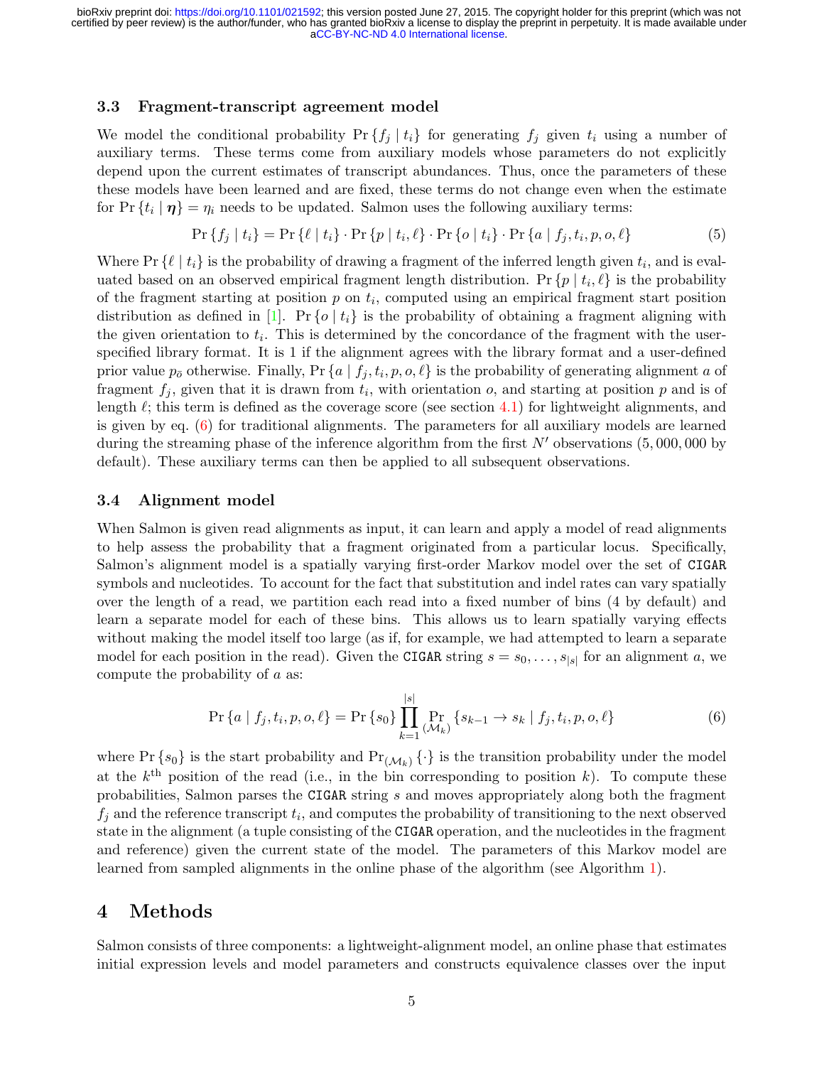### 3.3 Fragment-transcript agreement model

We model the conditional probability $\Pr\{f_j \mid t_i\}$ for generating $f_j$ given $t_i$ using a number of auxiliary terms. These terms come from auxiliary models whose parameters do not explicitly depend upon the current estimates of transcript abundances. Thus, once the parameters of these these models have been learned and are fixed, these terms do not change even when the estimate for $\Pr\{t_i \mid \boldsymbol{\eta}\} = \eta_i$ needs to be updated. Salmon uses the following auxiliary terms:

$$\Pr\{f_j \mid t_i\} = \Pr\{\ell \mid t_i\} \cdot \Pr\{p \mid t_i, \ell\} \cdot \Pr\{o \mid t_i\} \cdot \Pr\{a \mid f_j, t_i, p, o, \ell\} \tag{5}$$

Where $\Pr\{\ell \mid t_i\}$ is the probability of drawing a fragment of the inferred length given $t_i$, and is evaluated based on an observed empirical fragment length distribution. $\Pr\{p \mid t_i, \ell\}$ is the probability of the fragment starting at position $p$ on $t_i$, computed using an empirical fragment start position distribution as defined in [1]. $\Pr\{o \mid t_i\}$ is the probability of obtaining a fragment aligning with the given orientation to $t_i$. This is determined by the concordance of the fragment with the user-specified library format. It is 1 if the alignment agrees with the library format and a user-defined prior value $p_{\bar{o}}$ otherwise. Finally, $\Pr\{a \mid f_j, t_i, p, o, \ell\}$ is the probability of generating alignment $a$ of fragment $f_j$, given that it is drawn from $t_i$, with orientation $o$, and starting at position $p$ and is of length $\ell$; this term is defined as the coverage score (see section 4.1) for lightweight alignments, and is given by eq. (6) for traditional alignments. The parameters for all auxiliary models are learned during the streaming phase of the inference algorithm from the first $N'$ observations (5,000,000 by default). These auxiliary terms can then be applied to all subsequent observations.

### 3.4 Alignment model

When Salmon is given read alignments as input, it can learn and apply a model of read alignments to help assess the probability that a fragment originated from a particular locus. Specifically, Salmon's alignment model is a spatially varying first-order Markov model over the set of `CIGAR` symbols and nucleotides. To account for the fact that substitution and indel rates can vary spatially over the length of a read, we partition each read into a fixed number of bins (4 by default) and learn a separate model for each of these bins. This allows us to learn spatially varying effects without making the model itself too large (as if, for example, we had attempted to learn a separate model for each position in the read). Given the `CIGAR` string $s = s_0, \ldots, s_{|s|}$ for an alignment $a$, we compute the probability of $a$ as:

$$\Pr\{a \mid f_j, t_i, p, o, \ell\} = \Pr\{s_0\} \prod_{k=1}^{|s|} \Pr_{(\mathcal{M}_k)}\{s_{k-1} \to s_k \mid f_j, t_i, p, o, \ell\} \tag{6}$$

where $\Pr\{s_0\}$ is the start probability and $\Pr_{(\mathcal{M}_k)}\{\cdot\}$ is the transition probability under the model at the $k^{\text{th}}$ position of the read (i.e., in the bin corresponding to position $k$). To compute these probabilities, Salmon parses the `CIGAR` string $s$ and moves appropriately along both the fragment $f_j$ and the reference transcript $t_i$, and computes the probability of transitioning to the next observed state in the alignment (a tuple consisting of the `CIGAR` operation, and the nucleotides in the fragment and reference) given the current state of the model. The parameters of this Markov model are learned from sampled alignments in the online phase of the algorithm (see Algorithm 1).

## 4 Methods

Salmon consists of three components: a lightweight-alignment model, an online phase that estimates initial expression levels and model parameters and constructs equivalence classes over the input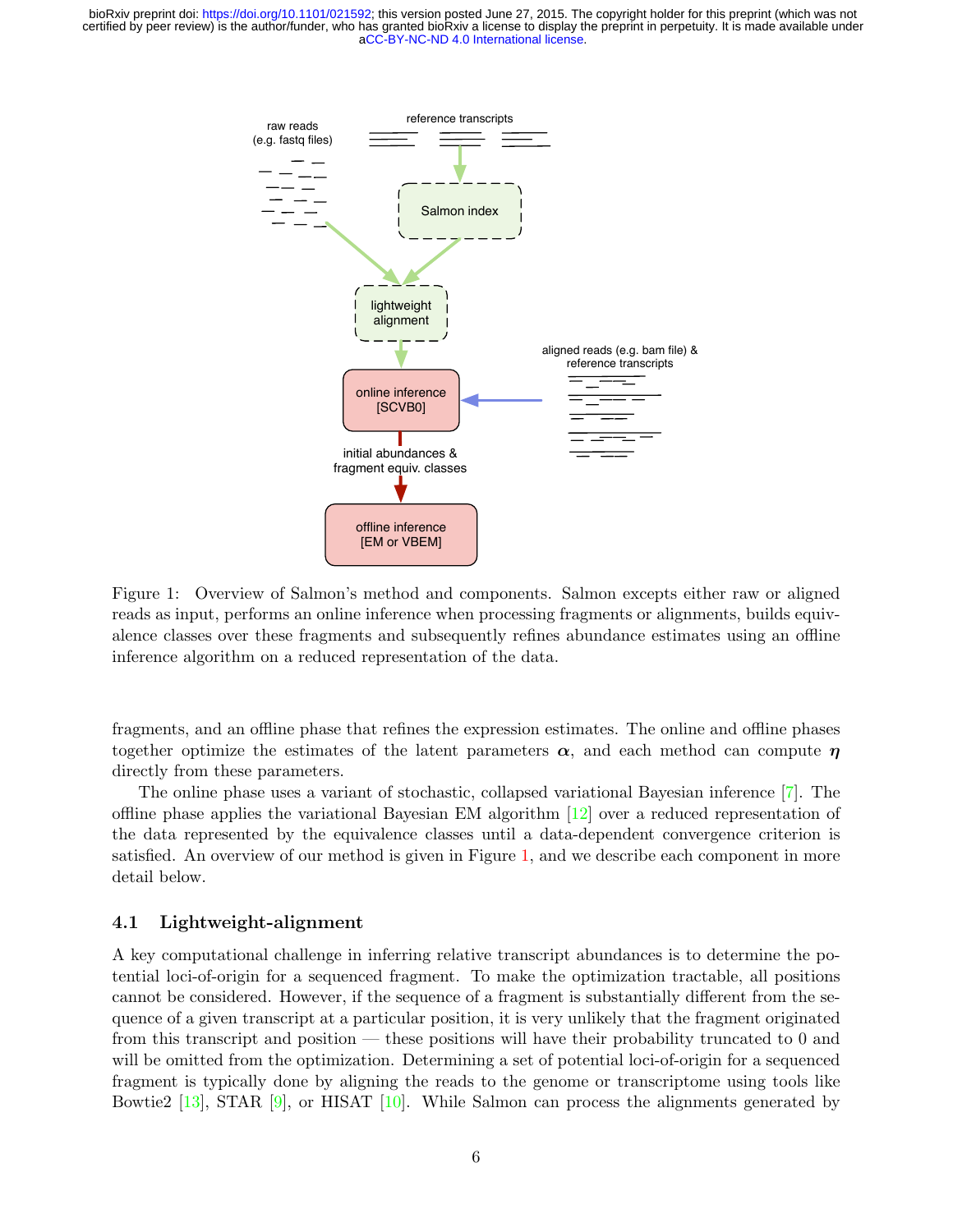Figure 1: Overview of Salmon's method and components. Salmon excepts either raw or aligned reads as input, performs an online inference when processing fragments or alignments, builds equivalence classes over these fragments and subsequently refines abundance estimates using an offline inference algorithm on a reduced representation of the data.

fragments, and an offline phase that refines the expression estimates. The online and offline phases together optimize the estimates of the latent parameters $\boldsymbol{\alpha}$, and each method can compute $\boldsymbol{\eta}$ directly from these parameters.

The online phase uses a variant of stochastic, collapsed variational Bayesian inference [7]. The offline phase applies the variational Bayesian EM algorithm [12] over a reduced representation of the data represented by the equivalence classes until a data-dependent convergence criterion is satisfied. An overview of our method is given in Figure 1, and we describe each component in more detail below.

### 4.1 Lightweight-alignment

A key computational challenge in inferring relative transcript abundances is to determine the potential loci-of-origin for a sequenced fragment. To make the optimization tractable, all positions cannot be considered. However, if the sequence of a fragment is substantially different from the sequence of a given transcript at a particular position, it is very unlikely that the fragment originated from this transcript and position — these positions will have their probability truncated to 0 and will be omitted from the optimization. Determining a set of potential loci-of-origin for a sequenced fragment is typically done by aligning the reads to the genome or transcriptome using tools like Bowtie2 [13], STAR [9], or HISAT [10]. While Salmon can process the alignments generated by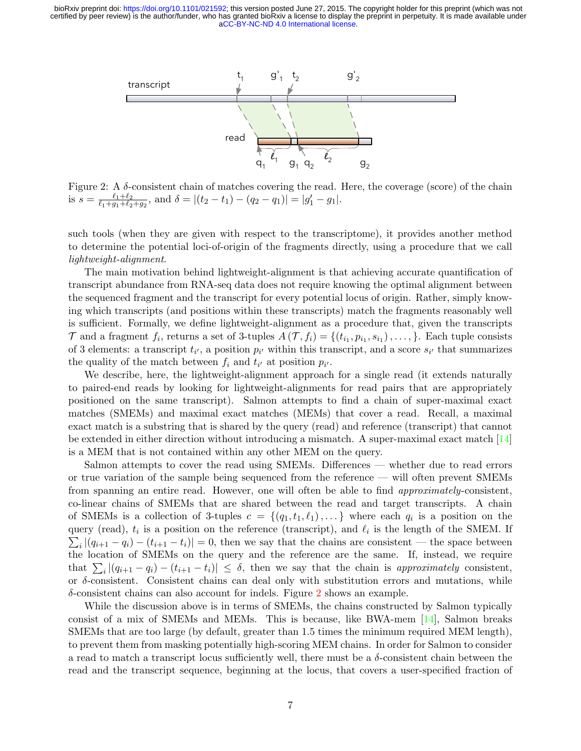Figure 2: A $\delta$-consistent chain of matches covering the read. Here, the coverage (score) of the chain is $s = \frac{\ell_1 + \ell_2}{\ell_1 + g_1 + \ell_2 + g_2}$, and $\delta = |(t_2 - t_1) - (q_2 - q_1)| = |g'_1 - g_1|$.

such tools (when they are given with respect to the transcriptome), it provides another method to determine the potential loci-of-origin of the fragments directly, using a procedure that we call *lightweight-alignment*.

The main motivation behind lightweight-alignment is that achieving accurate quantification of transcript abundance from RNA-seq data does not require knowing the optimal alignment between the sequenced fragment and the transcript for every potential locus of origin. Rather, simply knowing which transcripts (and positions within these transcripts) match the fragments reasonably well is sufficient. Formally, we define lightweight-alignment as a procedure that, given the transcripts $\mathcal{T}$ and a fragment $f_i$, returns a set of 3-tuples $A(\mathcal{T}, f_i) = \{(t_{i_1}, p_{i_1}, s_{i_1}), \ldots, \}$. Each tuple consists of 3 elements: a transcript $t_{i'}$, a position $p_{i'}$ within this transcript, and a score $s_{i'}$ that summarizes the quality of the match between $f_i$ and $t_{i'}$ at position $p_{i'}$.

We describe, here, the lightweight-alignment approach for a single read (it extends naturally to paired-end reads by looking for lightweight-alignments for read pairs that are appropriately positioned on the same transcript). Salmon attempts to find a chain of super-maximal exact matches (SMEMs) and maximal exact matches (MEMs) that cover a read. Recall, a maximal exact match is a substring that is shared by the query (read) and reference (transcript) that cannot be extended in either direction without introducing a mismatch. A super-maximal exact match [14] is a MEM that is not contained within any other MEM on the query.

Salmon attempts to cover the read using SMEMs. Differences — whether due to read errors or true variation of the sample being sequenced from the reference — will often prevent SMEMs from spanning an entire read. However, one will often be able to find *approximately*-consistent, co-linear chains of SMEMs that are shared between the read and target transcripts. A chain of SMEMs is a collection of 3-tuples $c = \{(q_1, t_1, \ell_1), \ldots\}$ where each $q_i$ is a position on the query (read), $t_i$ is a position on the reference (transcript), and $\ell_i$ is the length of the SMEM. If $\sum_i |(q_{i+1} - q_i) - (t_{i+1} - t_i)| = 0$, then we say that the chains are consistent — the space between the location of SMEMs on the query and the reference are the same. If, instead, we require that $\sum_i |(q_{i+1} - q_i) - (t_{i+1} - t_i)| \leq \delta$, then we say that the chain is *approximately* consistent, or $\delta$-consistent. Consistent chains can deal only with substitution errors and mutations, while $\delta$-consistent chains can also account for indels. Figure 2 shows an example.

While the discussion above is in terms of SMEMs, the chains constructed by Salmon typically consist of a mix of SMEMs and MEMs. This is because, like BWA-mem [14], Salmon breaks SMEMs that are too large (by default, greater than 1.5 times the minimum required MEM length), to prevent them from masking potentially high-scoring MEM chains. In order for Salmon to consider a read to match a transcript locus sufficiently well, there must be a $\delta$-consistent chain between the read and the transcript sequence, beginning at the locus, that covers a user-specified fraction of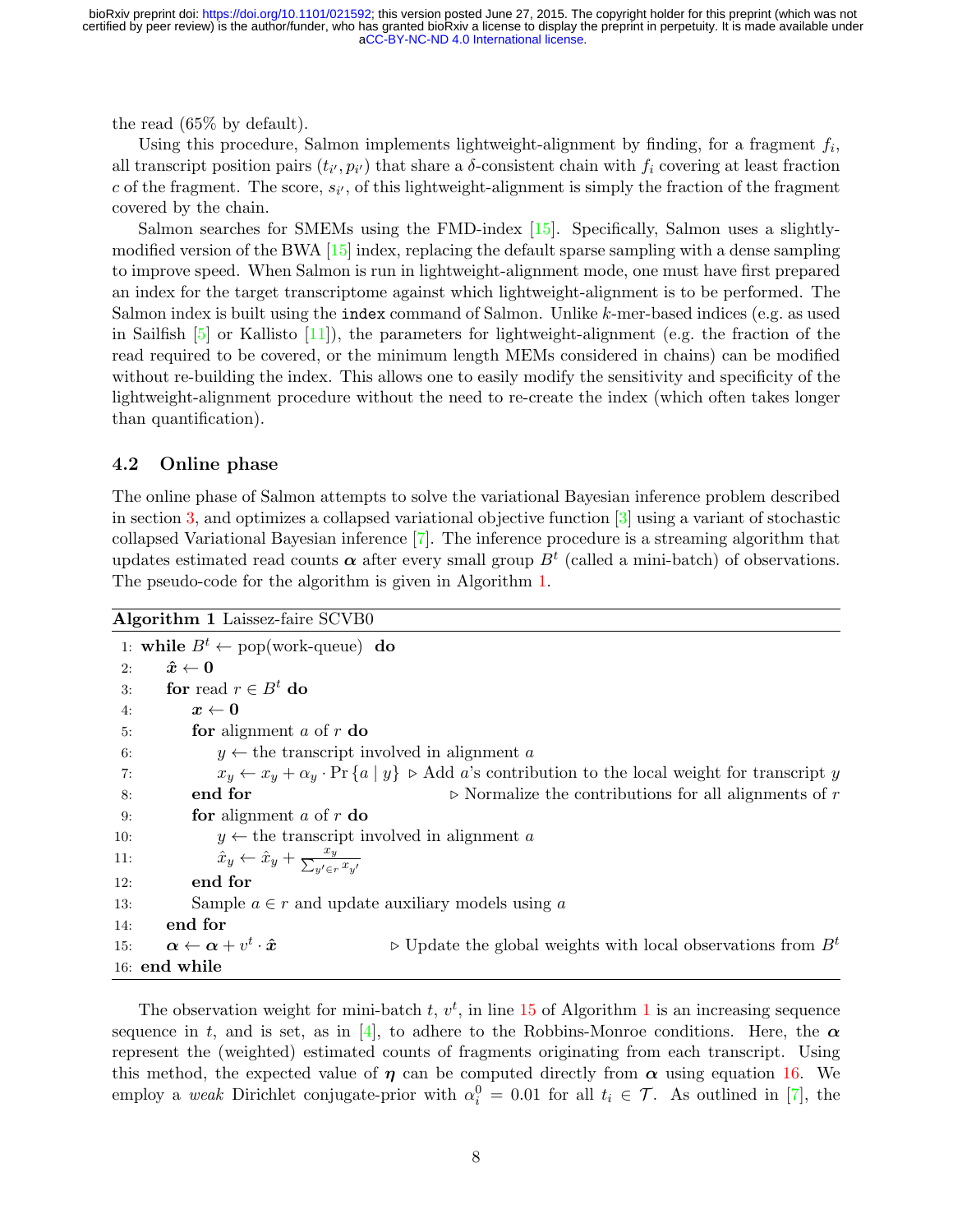the read (65% by default).

Using this procedure, Salmon implements lightweight-alignment by finding, for a fragment $f_i$, all transcript position pairs $(t_{i'}, p_{i'})$ that share a $\delta$-consistent chain with $f_i$ covering at least fraction $c$ of the fragment. The score, $s_{i'}$, of this lightweight-alignment is simply the fraction of the fragment covered by the chain.

Salmon searches for SMEMs using the FMD-index [15]. Specifically, Salmon uses a slightly-modified version of the BWA [15] index, replacing the default sparse sampling with a dense sampling to improve speed. When Salmon is run in lightweight-alignment mode, one must have first prepared an index for the target transcriptome against which lightweight-alignment is to be performed. The Salmon index is built using the `index` command of Salmon. Unlike $k$-mer-based indices (e.g. as used in Sailfish [5] or Kallisto [11]), the parameters for lightweight-alignment (e.g. the fraction of the read required to be covered, or the minimum length MEMs considered in chains) can be modified without re-building the index. This allows one to easily modify the sensitivity and specificity of the lightweight-alignment procedure without the need to re-create the index (which often takes longer than quantification).

### 4.2 Online phase

The online phase of Salmon attempts to solve the variational Bayesian inference problem described in section 3, and optimizes a collapsed variational objective function [3] using a variant of stochastic collapsed Variational Bayesian inference [7]. The inference procedure is a streaming algorithm that updates estimated read counts $\boldsymbol{\alpha}$ after every small group $B^t$ (called a mini-batch) of observations. The pseudo-code for the algorithm is given in Algorithm 1.

**Algorithm 1** Laissez-faire SCVB0

1: **while** $B^t \leftarrow$ pop(work-queue) **do**
2: $\quad \hat{\boldsymbol{x}} \leftarrow \boldsymbol{0}$
3: $\quad$ **for** read $r \in B^t$ **do**
4: $\quad\quad \boldsymbol{x} \leftarrow \boldsymbol{0}$
5: $\quad\quad$ **for** alignment $a$ of $r$ **do**
6: $\quad\quad\quad y \leftarrow$ the transcript involved in alignment $a$
7: $\quad\quad\quad x_y \leftarrow x_y + \alpha_y \cdot \Pr\{a \mid y\}$ ▷ Add $a$'s contribution to the local weight for transcript $y$
8: $\quad\quad$ **end for** ▷ Normalize the contributions for all alignments of $r$
9: $\quad\quad$ **for** alignment $a$ of $r$ **do**
10: $\quad\quad\quad y \leftarrow$ the transcript involved in alignment $a$
11: $\quad\quad\quad \hat{x}_y \leftarrow \hat{x}_y + \frac{x_y}{\sum_{y' \in r} x_{y'}}$
12: $\quad\quad$ **end for**
13: $\quad\quad$ Sample $a \in r$ and update auxiliary models using $a$
14: $\quad$ **end for**
15: $\quad \boldsymbol{\alpha} \leftarrow \boldsymbol{\alpha} + v^t \cdot \hat{\boldsymbol{x}}$ ▷ Update the global weights with local observations from $B^t$
16: **end while**

The observation weight for mini-batch $t$, $v^t$, in line 15 of Algorithm 1 is an increasing sequence sequence in $t$, and is set, as in [4], to adhere to the Robbins-Monroe conditions. Here, the $\boldsymbol{\alpha}$ represent the (weighted) estimated counts of fragments originating from each transcript. Using this method, the expected value of $\boldsymbol{\eta}$ can be computed directly from $\boldsymbol{\alpha}$ using equation 16. We employ a *weak* Dirichlet conjugate-prior with $\alpha_i^0 = 0.01$ for all $t_i \in \mathcal{T}$. As outlined in [7], the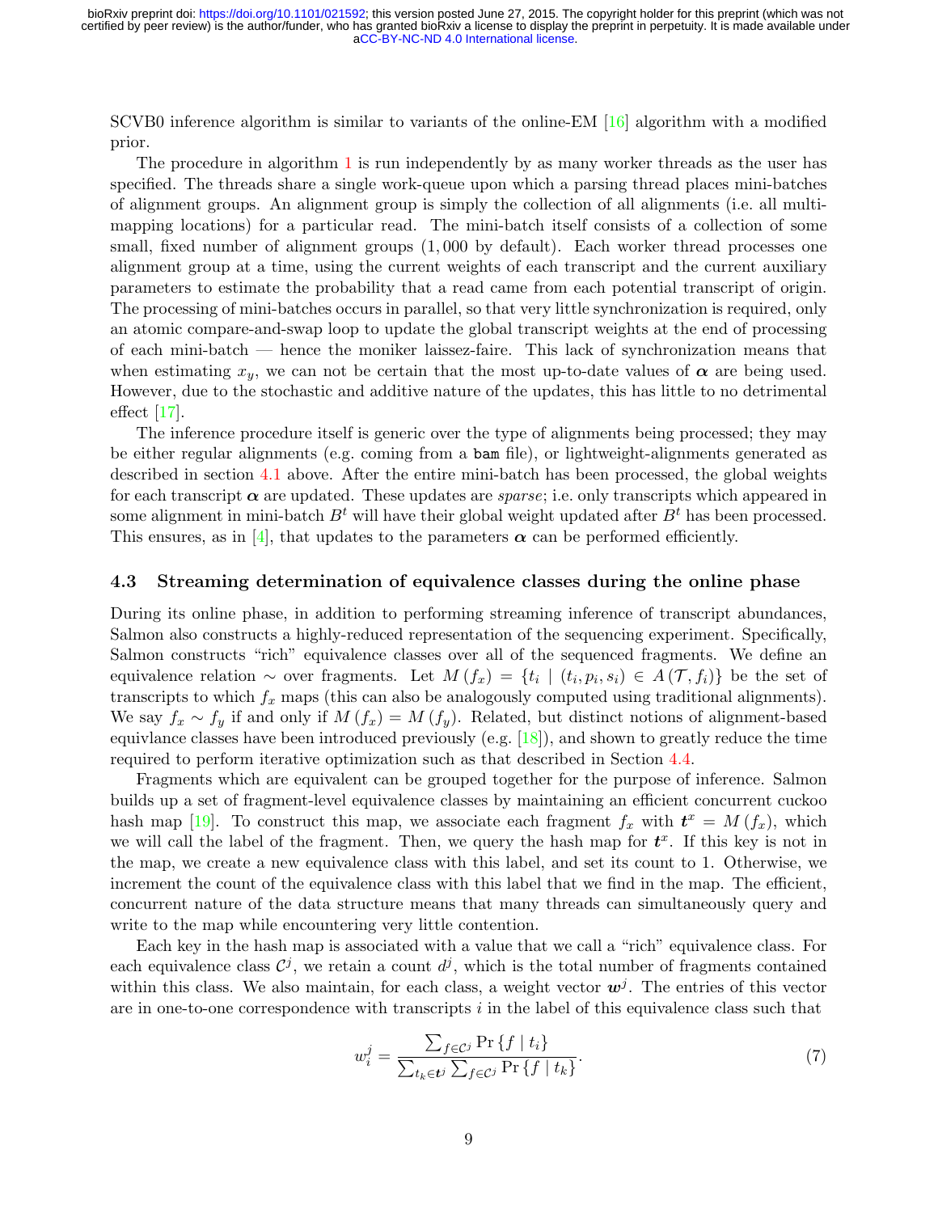SCVB0 inference algorithm is similar to variants of the online-EM [16] algorithm with a modified prior.

The procedure in algorithm 1 is run independently by as many worker threads as the user has specified. The threads share a single work-queue upon which a parsing thread places mini-batches of alignment groups. An alignment group is simply the collection of all alignments (i.e. all multi-mapping locations) for a particular read. The mini-batch itself consists of a collection of some small, fixed number of alignment groups (1,000 by default). Each worker thread processes one alignment group at a time, using the current weights of each transcript and the current auxiliary parameters to estimate the probability that a read came from each potential transcript of origin. The processing of mini-batches occurs in parallel, so that very little synchronization is required, only an atomic compare-and-swap loop to update the global transcript weights at the end of processing of each mini-batch — hence the moniker laissez-faire. This lack of synchronization means that when estimating $x_y$, we can not be certain that the most up-to-date values of $\boldsymbol{\alpha}$ are being used. However, due to the stochastic and additive nature of the updates, this has little to no detrimental effect [17].

The inference procedure itself is generic over the type of alignments being processed; they may be either regular alignments (e.g. coming from a `bam` file), or lightweight-alignments generated as described in section 4.1 above. After the entire mini-batch has been processed, the global weights for each transcript $\boldsymbol{\alpha}$ are updated. These updates are *sparse*; i.e. only transcripts which appeared in some alignment in mini-batch $B^t$ will have their global weight updated after $B^t$ has been processed. This ensures, as in [4], that updates to the parameters $\boldsymbol{\alpha}$ can be performed efficiently.

### 4.3 Streaming determination of equivalence classes during the online phase

During its online phase, in addition to performing streaming inference of transcript abundances, Salmon also constructs a highly-reduced representation of the sequencing experiment. Specifically, Salmon constructs "rich" equivalence classes over all of the sequenced fragments. We define an equivalence relation $\sim$ over fragments. Let $M(f_x) = \{t_i \mid (t_i, p_i, s_i) \in A(\mathcal{T}, f_i)\}$ be the set of transcripts to which $f_x$ maps (this can also be analogously computed using traditional alignments). We say $f_x \sim f_y$ if and only if $M(f_x) = M(f_y)$. Related, but distinct notions of alignment-based equivlance classes have been introduced previously (e.g. [18]), and shown to greatly reduce the time required to perform iterative optimization such as that described in Section 4.4.

Fragments which are equivalent can be grouped together for the purpose of inference. Salmon builds up a set of fragment-level equivalence classes by maintaining an efficient concurrent cuckoo hash map [19]. To construct this map, we associate each fragment $f_x$ with $\boldsymbol{t}^x = M(f_x)$, which we will call the label of the fragment. Then, we query the hash map for $\boldsymbol{t}^x$. If this key is not in the map, we create a new equivalence class with this label, and set its count to 1. Otherwise, we increment the count of the equivalence class with this label that we find in the map. The efficient, concurrent nature of the data structure means that many threads can simultaneously query and write to the map while encountering very little contention.

Each key in the hash map is associated with a value that we call a "rich" equivalence class. For each equivalence class $\mathcal{C}^j$, we retain a count $d^j$, which is the total number of fragments contained within this class. We also maintain, for each class, a weight vector $\boldsymbol{w}^j$. The entries of this vector are in one-to-one correspondence with transcripts $i$ in the label of this equivalence class such that

$$w_i^j = \frac{\sum_{f \in \mathcal{C}^j} \Pr\{f \mid t_i\}}{\sum_{t_k \in \boldsymbol{t}^j} \sum_{f \in \mathcal{C}^j} \Pr\{f \mid t_k\}}. \tag{7}$$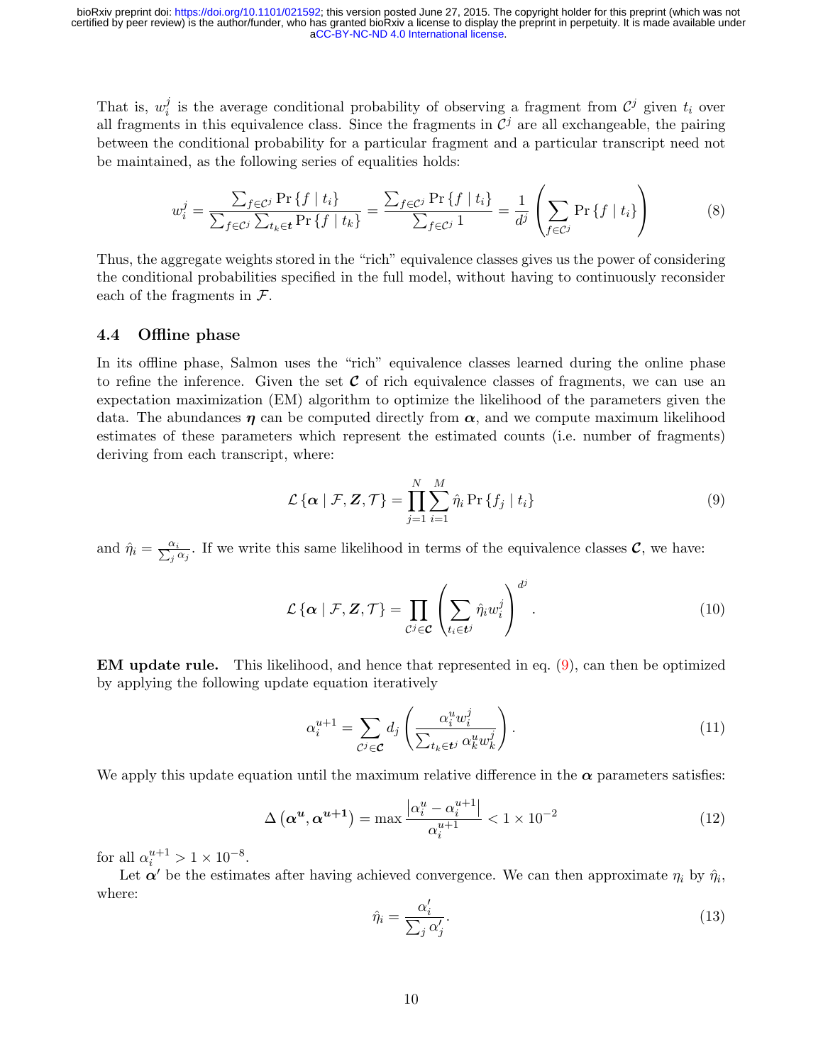That is, $w_i^j$ is the average conditional probability of observing a fragment from $\mathcal{C}^j$ given $t_i$ over all fragments in this equivalence class. Since the fragments in $\mathcal{C}^j$ are all exchangeable, the pairing between the conditional probability for a particular fragment and a particular transcript need not be maintained, as the following series of equalities holds:

$$w_i^j = \frac{\sum_{f \in \mathcal{C}^j} \Pr\{f \mid t_i\}}{\sum_{f \in \mathcal{C}^j} \sum_{t_k \in \boldsymbol{t}} \Pr\{f \mid t_k\}} = \frac{\sum_{f \in \mathcal{C}^j} \Pr\{f \mid t_i\}}{\sum_{f \in \mathcal{C}^j} 1} = \frac{1}{d^j} \left( \sum_{f \in \mathcal{C}^j} \Pr\{f \mid t_i\} \right) \tag{8}$$

Thus, the aggregate weights stored in the "rich" equivalence classes gives us the power of considering the conditional probabilities specified in the full model, without having to continuously reconsider each of the fragments in $\mathcal{F}$.

### 4.4 Offline phase

In its offline phase, Salmon uses the "rich" equivalence classes learned during the online phase to refine the inference. Given the set $\boldsymbol{\mathcal{C}}$ of rich equivalence classes of fragments, we can use an expectation maximization (EM) algorithm to optimize the likelihood of the parameters given the data. The abundances $\boldsymbol{\eta}$ can be computed directly from $\boldsymbol{\alpha}$, and we compute maximum likelihood estimates of these parameters which represent the estimated counts (i.e. number of fragments) deriving from each transcript, where:

$$\mathcal{L}\{\boldsymbol{\alpha} \mid \mathcal{F}, \boldsymbol{Z}, \mathcal{T}\} = \prod_{j=1}^{N} \sum_{i=1}^{M} \hat{\eta}_i \Pr\{f_j \mid t_i\} \tag{9}$$

and $\hat{\eta}_i = \frac{\alpha_i}{\sum_j \alpha_j}$. If we write this same likelihood in terms of the equivalence classes $\boldsymbol{\mathcal{C}}$, we have:

$$\mathcal{L}\{\boldsymbol{\alpha} \mid \mathcal{F}, \boldsymbol{Z}, \mathcal{T}\} = \prod_{\mathcal{C}^j \in \boldsymbol{\mathcal{C}}} \left( \sum_{t_i \in \boldsymbol{t}^j} \hat{\eta}_i w_i^j \right)^{d^j}. \tag{10}$$

**EM update rule.** This likelihood, and hence that represented in eq. (9), can then be optimized by applying the following update equation iteratively

$$\alpha_i^{u+1} = \sum_{\mathcal{C}^j \in \boldsymbol{\mathcal{C}}} d_j \left( \frac{\alpha_i^u w_i^j}{\sum_{t_k \in \boldsymbol{t}^j} \alpha_k^u w_k^j} \right). \tag{11}$$

We apply this update equation until the maximum relative difference in the $\boldsymbol{\alpha}$ parameters satisfies:

$$\Delta\left(\boldsymbol{\alpha^u}, \boldsymbol{\alpha^{u+1}}\right) = \max \frac{\left|\alpha_i^u - \alpha_i^{u+1}\right|}{\alpha_i^{u+1}} < 1 \times 10^{-2} \tag{12}$$

for all $\alpha_i^{u+1} > 1 \times 10^{-8}$.

Let $\boldsymbol{\alpha}'$ be the estimates after having achieved convergence. We can then approximate $\eta_i$ by $\hat{\eta}_i$, where:

$$\hat{\eta}_i = \frac{\alpha_i'}{\sum_j \alpha_j'}. \tag{13}$$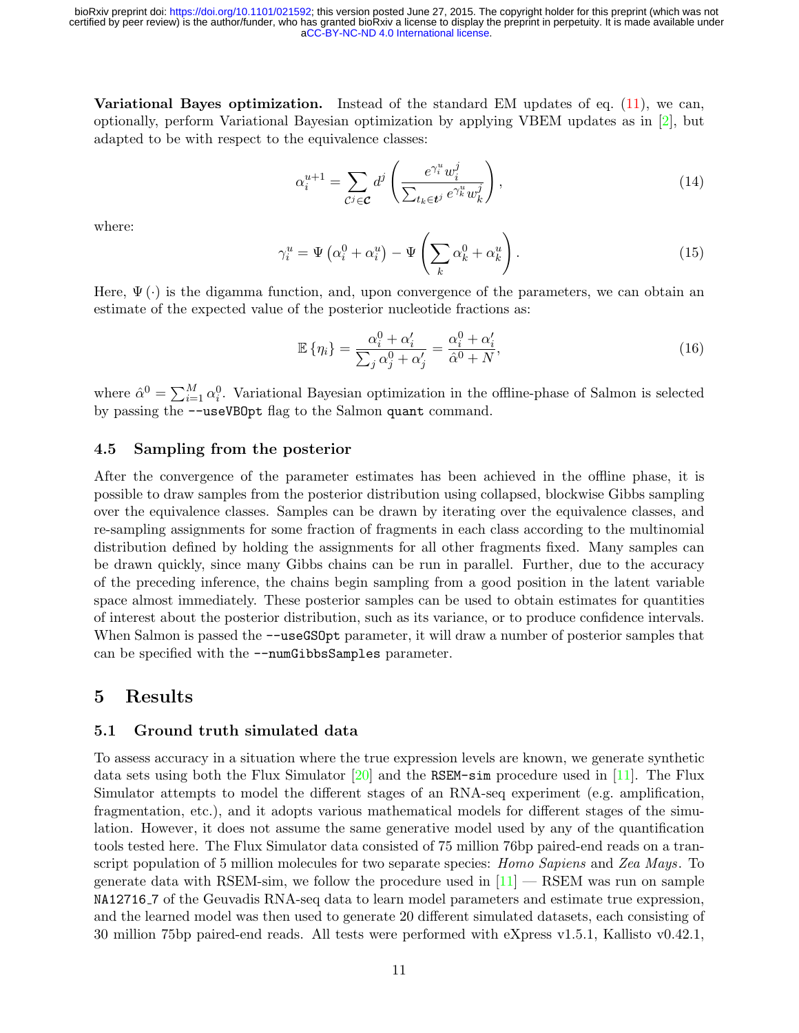**Variational Bayes optimization.** Instead of the standard EM updates of eq. (11), we can, optionally, perform Variational Bayesian optimization by applying VBEM updates as in [2], but adapted to be with respect to the equivalence classes:

$$\alpha_i^{u+1} = \sum_{\mathcal{C}^j \in \boldsymbol{\mathcal{C}}} d^j \left( \frac{e^{\gamma_i^u} w_i^j}{\sum_{t_k \in \boldsymbol{t}^j} e^{\gamma_k^u} w_k^j} \right), \tag{14}$$

where:

$$\gamma_i^u = \Psi\left(\alpha_i^0 + \alpha_i^u\right) - \Psi\left(\sum_k \alpha_k^0 + \alpha_k^u\right). \tag{15}$$

Here, $\Psi(\cdot)$ is the digamma function, and, upon convergence of the parameters, we can obtain an estimate of the expected value of the posterior nucleotide fractions as:

$$\mathbb{E}\{\eta_i\} = \frac{\alpha_i^0 + \alpha_i'}{\sum_j \alpha_j^0 + \alpha_j'} = \frac{\alpha_i^0 + \alpha_i'}{\hat{\alpha}^0 + N}, \tag{16}$$

where $\hat{\alpha}^0 = \sum_{i=1}^{M} \alpha_i^0$. Variational Bayesian optimization in the offline-phase of Salmon is selected by passing the `--useVBOpt` flag to the Salmon `quant` command.

## 4.5 Sampling from the posterior

After the convergence of the parameter estimates has been achieved in the offline phase, it is possible to draw samples from the posterior distribution using collapsed, blockwise Gibbs sampling over the equivalence classes. Samples can be drawn by iterating over the equivalence classes, and re-sampling assignments for some fraction of fragments in each class according to the multinomial distribution defined by holding the assignments for all other fragments fixed. Many samples can be drawn quickly, since many Gibbs chains can be run in parallel. Further, due to the accuracy of the preceding inference, the chains begin sampling from a good position in the latent variable space almost immediately. These posterior samples can be used to obtain estimates for quantities of interest about the posterior distribution, such as its variance, or to produce confidence intervals. When Salmon is passed the `--useGSOpt` parameter, it will draw a number of posterior samples that can be specified with the `--numGibbsSamples` parameter.

# 5 Results

## 5.1 Ground truth simulated data

To assess accuracy in a situation where the true expression levels are known, we generate synthetic data sets using both the Flux Simulator [20] and the `RSEM-sim` procedure used in [11]. The Flux Simulator attempts to model the different stages of an RNA-seq experiment (e.g. amplification, fragmentation, etc.), and it adopts various mathematical models for different stages of the simulation. However, it does not assume the same generative model used by any of the quantification tools tested here. The Flux Simulator data consisted of 75 million 76bp paired-end reads on a transcript population of 5 million molecules for two separate species: *Homo Sapiens* and *Zea Mays*. To generate data with RSEM-sim, we follow the procedure used in [11] — RSEM was run on sample `NA12716_7` of the Geuvadis RNA-seq data to learn model parameters and estimate true expression, and the learned model was then used to generate 20 different simulated datasets, each consisting of 30 million 75bp paired-end reads. All tests were performed with eXpress v1.5.1, Kallisto v0.42.1,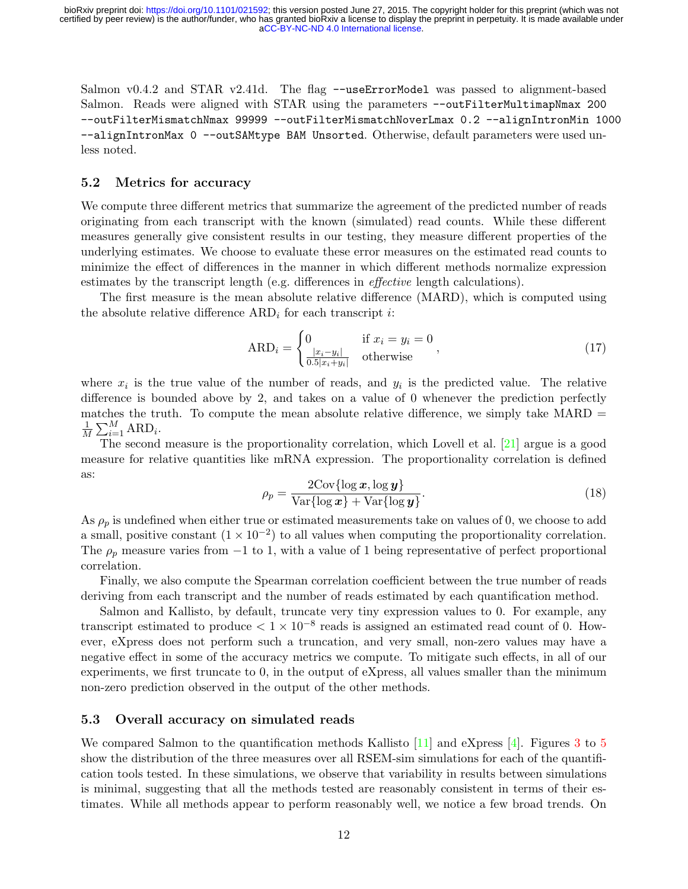Salmon v0.4.2 and STAR v2.41d. The flag `--useErrorModel` was passed to alignment-based Salmon. Reads were aligned with STAR using the parameters `--outFilterMultimapNmax 200 --outFilterMismatchNmax 99999 --outFilterMismatchNoverLmax 0.2 --alignIntronMin 1000 --alignIntronMax 0 --outSAMtype BAM Unsorted`. Otherwise, default parameters were used unless noted.

## 5.2 Metrics for accuracy

We compute three different metrics that summarize the agreement of the predicted number of reads originating from each transcript with the known (simulated) read counts. While these different measures generally give consistent results in our testing, they measure different properties of the underlying estimates. We choose to evaluate these error measures on the estimated read counts to minimize the effect of differences in the manner in which different methods normalize expression estimates by the transcript length (e.g. differences in *effective* length calculations).

The first measure is the mean absolute relative difference (MARD), which is computed using the absolute relative difference $\text{ARD}_i$ for each transcript $i$:

$$\text{ARD}_i = \begin{cases} 0 & \text{if } x_i = y_i = 0 \\ \frac{|x_i - y_i|}{0.5|x_i + y_i|} & \text{otherwise} \end{cases}, \tag{17}$$

where $x_i$ is the true value of the number of reads, and $y_i$ is the predicted value. The relative difference is bounded above by 2, and takes on a value of 0 whenever the prediction perfectly matches the truth. To compute the mean absolute relative difference, we simply take $\text{MARD} = \frac{1}{M}\sum_{i=1}^{M} \text{ARD}_i$.

The second measure is the proportionality correlation, which Lovell et al. [21] argue is a good measure for relative quantities like mRNA expression. The proportionality correlation is defined as:

$$\rho_p = \frac{2\text{Cov}\{\log \boldsymbol{x}, \log \boldsymbol{y}\}}{\text{Var}\{\log \boldsymbol{x}\} + \text{Var}\{\log \boldsymbol{y}\}}. \tag{18}$$

As $\rho_p$ is undefined when either true or estimated measurements take on values of 0, we choose to add a small, positive constant ($1 \times 10^{-2}$) to all values when computing the proportionality correlation. The $\rho_p$ measure varies from $-1$ to 1, with a value of 1 being representative of perfect proportional correlation.

Finally, we also compute the Spearman correlation coefficient between the true number of reads deriving from each transcript and the number of reads estimated by each quantification method.

Salmon and Kallisto, by default, truncate very tiny expression values to 0. For example, any transcript estimated to produce $< 1 \times 10^{-8}$ reads is assigned an estimated read count of 0. However, eXpress does not perform such a truncation, and very small, non-zero values may have a negative effect in some of the accuracy metrics we compute. To mitigate such effects, in all of our experiments, we first truncate to 0, in the output of eXpress, all values smaller than the minimum non-zero prediction observed in the output of the other methods.

## 5.3 Overall accuracy on simulated reads

We compared Salmon to the quantification methods Kallisto [11] and eXpress [4]. Figures 3 to 5 show the distribution of the three measures over all RSEM-sim simulations for each of the quantification tools tested. In these simulations, we observe that variability in results between simulations is minimal, suggesting that all the methods tested are reasonably consistent in terms of their estimates. While all methods appear to perform reasonably well, we notice a few broad trends. On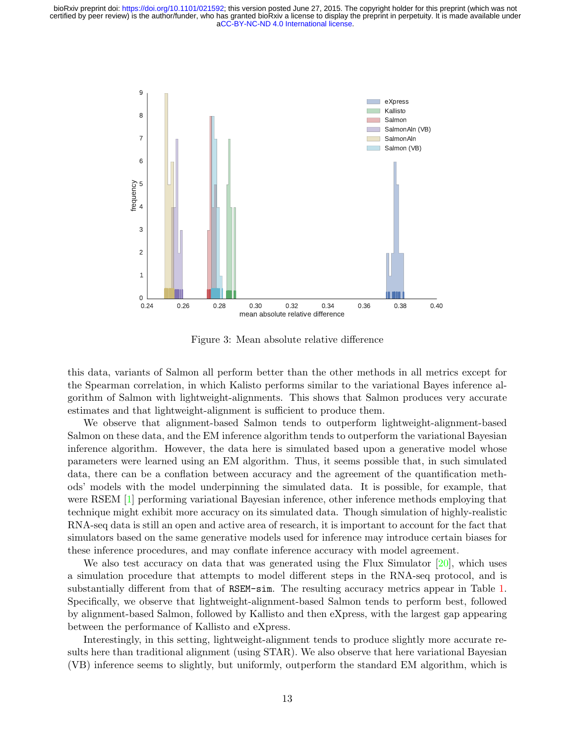Figure 3: Mean absolute relative difference

this data, variants of Salmon all perform better than the other methods in all metrics except for the Spearman correlation, in which Kalisto performs similar to the variational Bayes inference algorithm of Salmon with lightweight-alignments. This shows that Salmon produces very accurate estimates and that lightweight-alignment is sufficient to produce them.

We observe that alignment-based Salmon tends to outperform lightweight-alignment-based Salmon on these data, and the EM inference algorithm tends to outperform the variational Bayesian inference algorithm. However, the data here is simulated based upon a generative model whose parameters were learned using an EM algorithm. Thus, it seems possible that, in such simulated data, there can be a conflation between accuracy and the agreement of the quantification methods' models with the model underpinning the simulated data. It is possible, for example, that were RSEM [1] performing variational Bayesian inference, other inference methods employing that technique might exhibit more accuracy on its simulated data. Though simulation of highly-realistic RNA-seq data is still an open and active area of research, it is important to account for the fact that simulators based on the same generative models used for inference may introduce certain biases for these inference procedures, and may conflate inference accuracy with model agreement.

We also test accuracy on data that was generated using the Flux Simulator [20], which uses a simulation procedure that attempts to model different steps in the RNA-seq protocol, and is substantially different from that of `RSEM-sim`. The resulting accuracy metrics appear in Table 1. Specifically, we observe that lightweight-alignment-based Salmon tends to perform best, followed by alignment-based Salmon, followed by Kallisto and then eXpress, with the largest gap appearing between the performance of Kallisto and eXpress.

Interestingly, in this setting, lightweight-alignment tends to produce slightly more accurate results here than traditional alignment (using STAR). We also observe that here variational Bayesian (VB) inference seems to slightly, but uniformly, outperform the standard EM algorithm, which is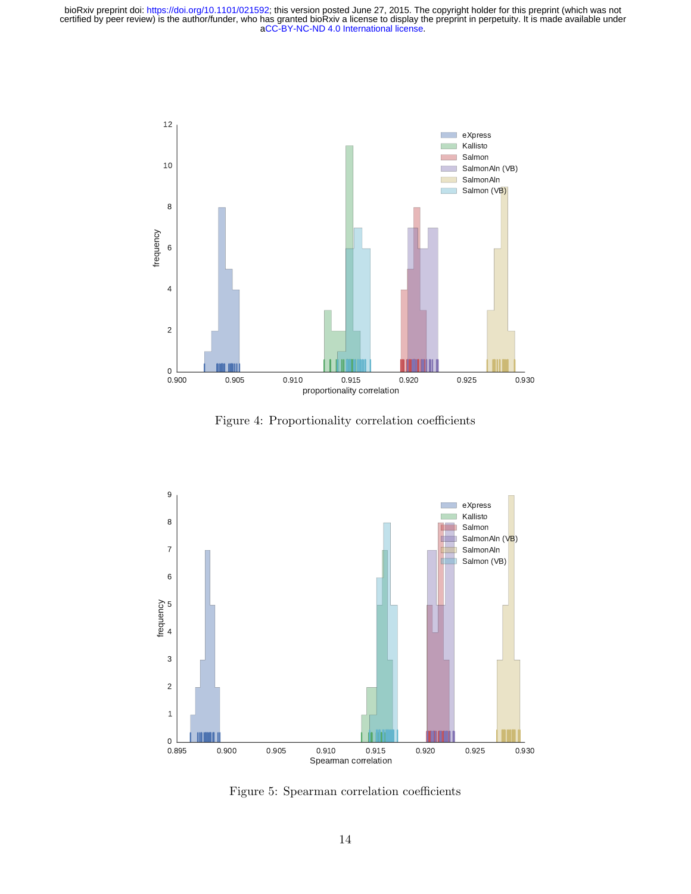Figure 4: Proportionality correlation coefficients

Figure 5: Spearman correlation coefficients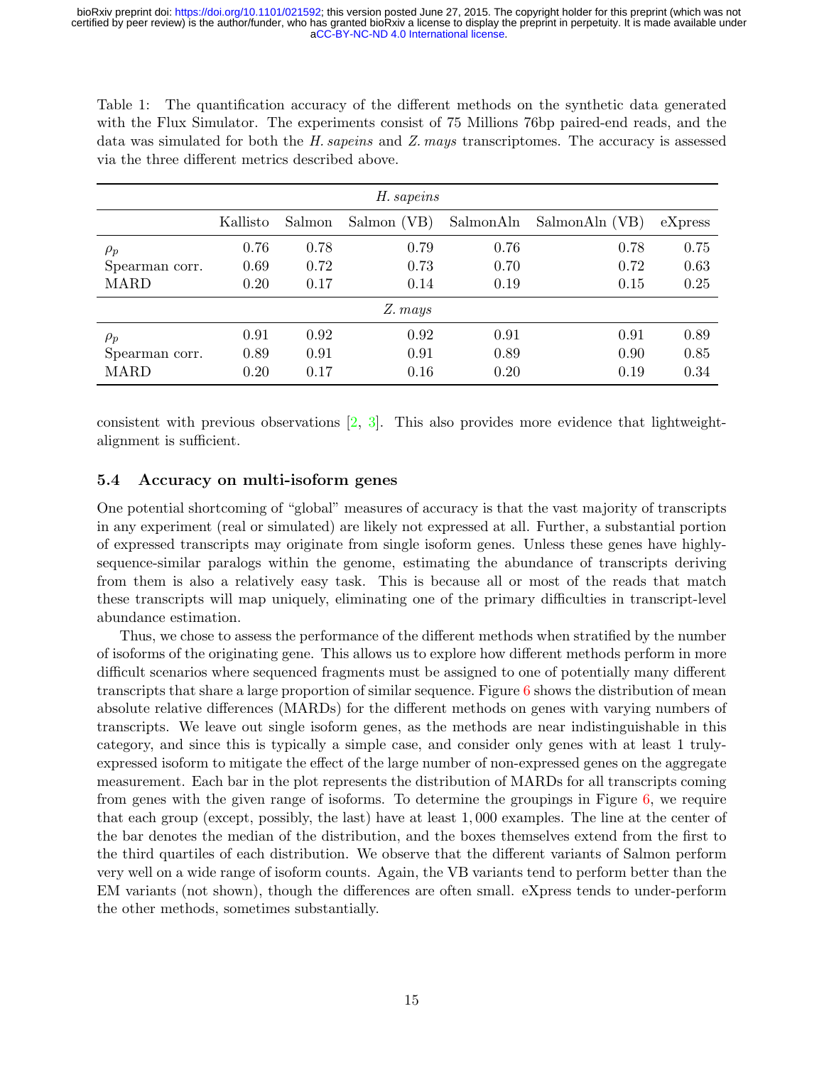Table 1: The quantification accuracy of the different methods on the synthetic data generated with the Flux Simulator. The experiments consist of 75 Millions 76bp paired-end reads, and the data was simulated for both the *H. sapeins* and *Z. mays* transcriptomes. The accuracy is assessed via the three different metrics described above.

| | Kallisto | Salmon | Salmon (VB) | SalmonAln | SalmonAln (VB) | eXpress |
|---|---|---|---|---|---|---|
| *H. sapeins* | | | | | | |
| $\rho_p$ | 0.76 | 0.78 | 0.79 | 0.76 | 0.78 | 0.75 |
| Spearman corr. | 0.69 | 0.72 | 0.73 | 0.70 | 0.72 | 0.63 |
| MARD | 0.20 | 0.17 | 0.14 | 0.19 | 0.15 | 0.25 |
| *Z. mays* | | | | | | |
| $\rho_p$ | 0.91 | 0.92 | 0.92 | 0.91 | 0.91 | 0.89 |
| Spearman corr. | 0.89 | 0.91 | 0.91 | 0.89 | 0.90 | 0.85 |
| MARD | 0.20 | 0.17 | 0.16 | 0.20 | 0.19 | 0.34 |

consistent with previous observations [2, 3]. This also provides more evidence that lightweight-alignment is sufficient.

### 5.4 Accuracy on multi-isoform genes

One potential shortcoming of "global" measures of accuracy is that the vast majority of transcripts in any experiment (real or simulated) are likely not expressed at all. Further, a substantial portion of expressed transcripts may originate from single isoform genes. Unless these genes have highly-sequence-similar paralogs within the genome, estimating the abundance of transcripts deriving from them is also a relatively easy task. This is because all or most of the reads that match these transcripts will map uniquely, eliminating one of the primary difficulties in transcript-level abundance estimation.

Thus, we chose to assess the performance of the different methods when stratified by the number of isoforms of the originating gene. This allows us to explore how different methods perform in more difficult scenarios where sequenced fragments must be assigned to one of potentially many different transcripts that share a large proportion of similar sequence. Figure 6 shows the distribution of mean absolute relative differences (MARDs) for the different methods on genes with varying numbers of transcripts. We leave out single isoform genes, as the methods are near indistinguishable in this category, and since this is typically a simple case, and consider only genes with at least 1 truly-expressed isoform to mitigate the effect of the large number of non-expressed genes on the aggregate measurement. Each bar in the plot represents the distribution of MARDs for all transcripts coming from genes with the given range of isoforms. To determine the groupings in Figure 6, we require that each group (except, possibly, the last) have at least 1,000 examples. The line at the center of the bar denotes the median of the distribution, and the boxes themselves extend from the first to the third quartiles of each distribution. We observe that the different variants of Salmon perform very well on a wide range of isoform counts. Again, the VB variants tend to perform better than the EM variants (not shown), though the differences are often small. eXpress tends to under-perform the other methods, sometimes substantially.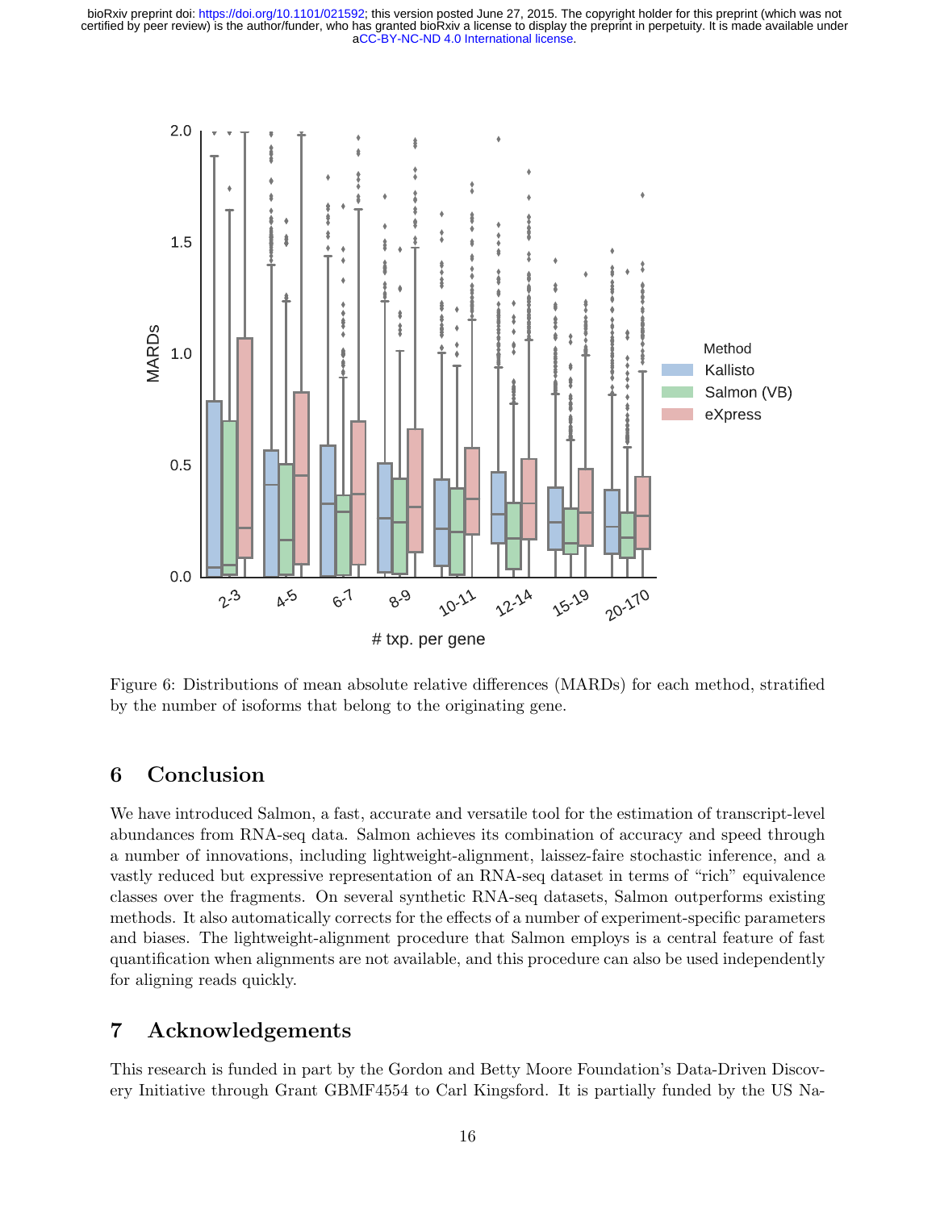Figure 6: Distributions of mean absolute relative differences (MARDs) for each method, stratified by the number of isoforms that belong to the originating gene.

## 6 Conclusion

We have introduced Salmon, a fast, accurate and versatile tool for the estimation of transcript-level abundances from RNA-seq data. Salmon achieves its combination of accuracy and speed through a number of innovations, including lightweight-alignment, laissez-faire stochastic inference, and a vastly reduced but expressive representation of an RNA-seq dataset in terms of "rich" equivalence classes over the fragments. On several synthetic RNA-seq datasets, Salmon outperforms existing methods. It also automatically corrects for the effects of a number of experiment-specific parameters and biases. The lightweight-alignment procedure that Salmon employs is a central feature of fast quantification when alignments are not available, and this procedure can also be used independently for aligning reads quickly.

## 7 Acknowledgements

This research is funded in part by the Gordon and Betty Moore Foundation's Data-Driven Discovery Initiative through Grant GBMF4554 to Carl Kingsford. It is partially funded by the US Na-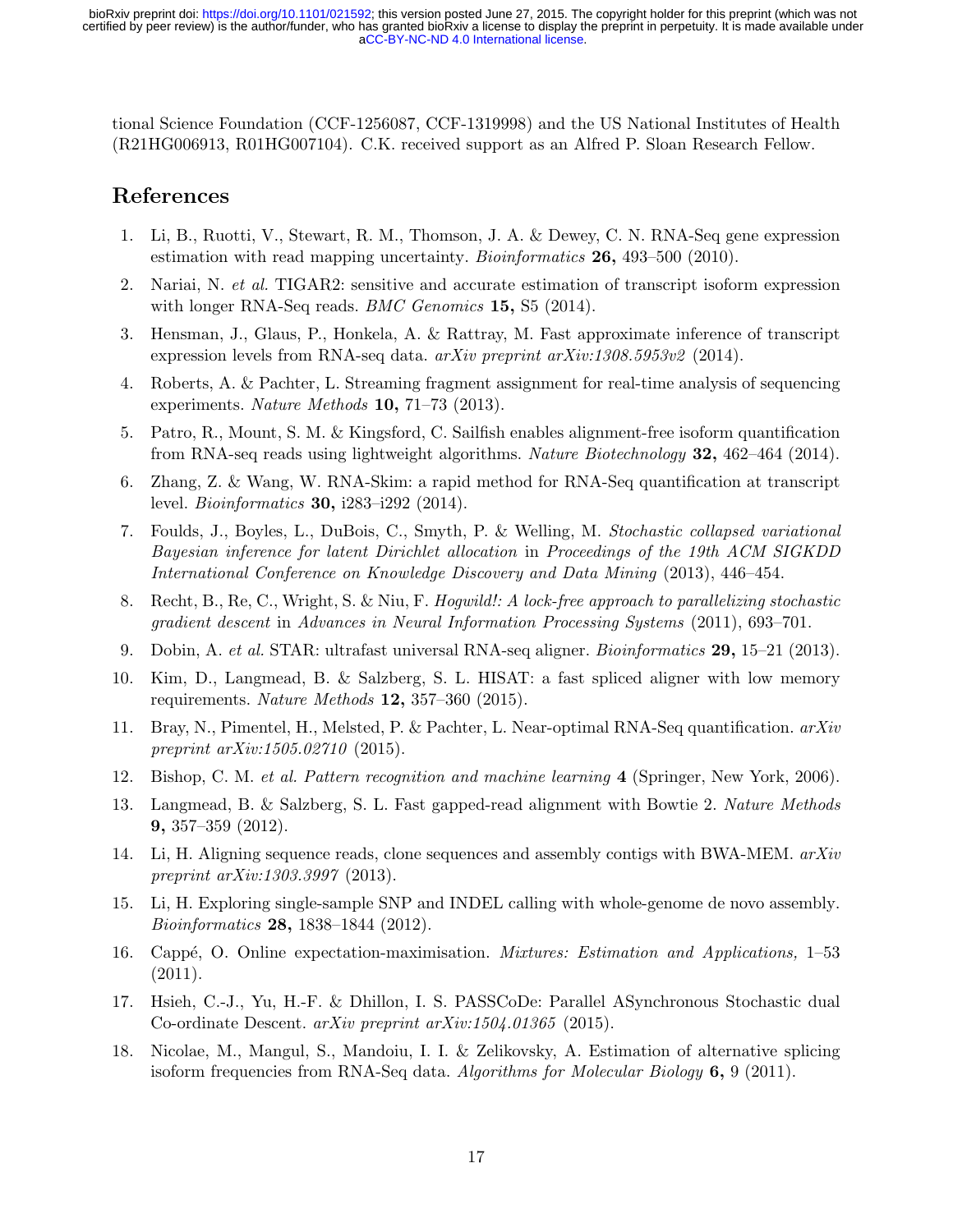tional Science Foundation (CCF-1256087, CCF-1319998) and the US National Institutes of Health (R21HG006913, R01HG007104). C.K. received support as an Alfred P. Sloan Research Fellow.

## References

1. Li, B., Ruotti, V., Stewart, R. M., Thomson, J. A. & Dewey, C. N. RNA-Seq gene expression estimation with read mapping uncertainty. *Bioinformatics* **26,** 493–500 (2010).
2. Nariai, N. *et al.* TIGAR2: sensitive and accurate estimation of transcript isoform expression with longer RNA-Seq reads. *BMC Genomics* **15,** S5 (2014).
3. Hensman, J., Glaus, P., Honkela, A. & Rattray, M. Fast approximate inference of transcript expression levels from RNA-seq data. *arXiv preprint arXiv:1308.5953v2* (2014).
4. Roberts, A. & Pachter, L. Streaming fragment assignment for real-time analysis of sequencing experiments. *Nature Methods* **10,** 71–73 (2013).
5. Patro, R., Mount, S. M. & Kingsford, C. Sailfish enables alignment-free isoform quantification from RNA-seq reads using lightweight algorithms. *Nature Biotechnology* **32,** 462–464 (2014).
6. Zhang, Z. & Wang, W. RNA-Skim: a rapid method for RNA-Seq quantification at transcript level. *Bioinformatics* **30,** i283–i292 (2014).
7. Foulds, J., Boyles, L., DuBois, C., Smyth, P. & Welling, M. *Stochastic collapsed variational Bayesian inference for latent Dirichlet allocation* in *Proceedings of the 19th ACM SIGKDD International Conference on Knowledge Discovery and Data Mining* (2013), 446–454.
8. Recht, B., Re, C., Wright, S. & Niu, F. *Hogwild!: A lock-free approach to parallelizing stochastic gradient descent* in *Advances in Neural Information Processing Systems* (2011), 693–701.
9. Dobin, A. *et al.* STAR: ultrafast universal RNA-seq aligner. *Bioinformatics* **29,** 15–21 (2013).
10. Kim, D., Langmead, B. & Salzberg, S. L. HISAT: a fast spliced aligner with low memory requirements. *Nature Methods* **12,** 357–360 (2015).
11. Bray, N., Pimentel, H., Melsted, P. & Pachter, L. Near-optimal RNA-Seq quantification. *arXiv preprint arXiv:1505.02710* (2015).
12. Bishop, C. M. *et al. Pattern recognition and machine learning* **4** (Springer, New York, 2006).
13. Langmead, B. & Salzberg, S. L. Fast gapped-read alignment with Bowtie 2. *Nature Methods* **9,** 357–359 (2012).
14. Li, H. Aligning sequence reads, clone sequences and assembly contigs with BWA-MEM. *arXiv preprint arXiv:1303.3997* (2013).
15. Li, H. Exploring single-sample SNP and INDEL calling with whole-genome de novo assembly. *Bioinformatics* **28,** 1838–1844 (2012).
16. Cappé, O. Online expectation-maximisation. *Mixtures: Estimation and Applications,* 1–53 (2011).
17. Hsieh, C.-J., Yu, H.-F. & Dhillon, I. S. PASSCoDe: Parallel ASynchronous Stochastic dual Co-ordinate Descent. *arXiv preprint arXiv:1504.01365* (2015).
18. Nicolae, M., Mangul, S., Mandoiu, I. I. & Zelikovsky, A. Estimation of alternative splicing isoform frequencies from RNA-Seq data. *Algorithms for Molecular Biology* **6,** 9 (2011).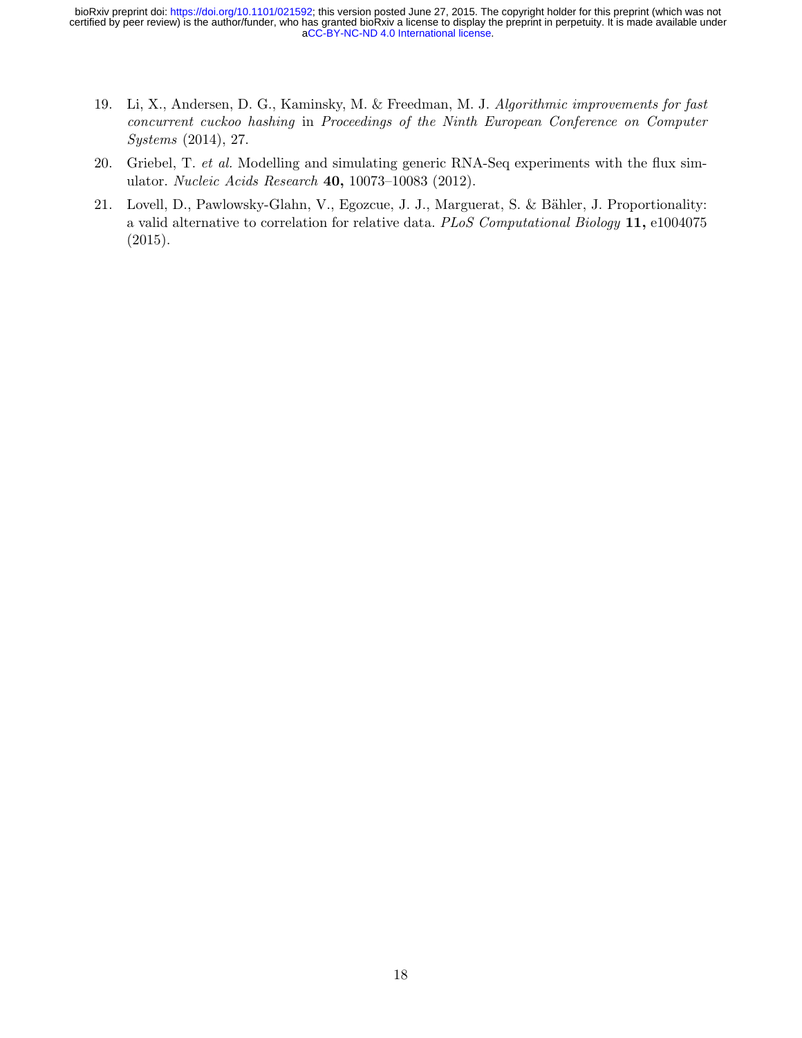19. Li, X., Andersen, D. G., Kaminsky, M. & Freedman, M. J. *Algorithmic improvements for fast concurrent cuckoo hashing* in *Proceedings of the Ninth European Conference on Computer Systems* (2014), 27.
20. Griebel, T. *et al.* Modelling and simulating generic RNA-Seq experiments with the flux simulator. *Nucleic Acids Research* **40,** 10073–10083 (2012).
21. Lovell, D., Pawlowsky-Glahn, V., Egozcue, J. J., Marguerat, S. & Bähler, J. Proportionality: a valid alternative to correlation for relative data. *PLoS Computational Biology* **11,** e1004075 (2015).